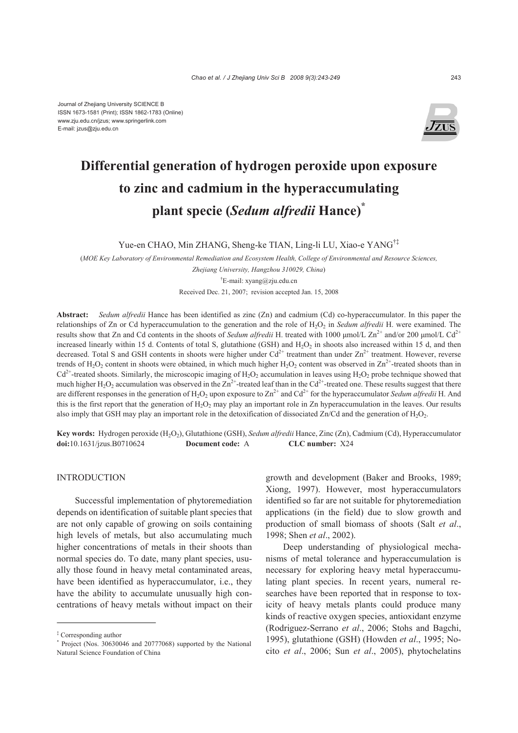Journal of Zhejiang University SCIENCE B
ISSN 1673-1581 (Print); ISSN 1862-1783 (Online)
www.zju.edu.cn/jzus; www.springerlink.com
E-mail: jzus@zju.edu.cn

# Differential generation of hydrogen peroxide upon exposure to zinc and cadmium in the hyperaccumulating plant specie (*Sedum alfredii* Hance)*

Yue-en CHAO, Min ZHANG, Sheng-ke TIAN, Ling-li LU, Xiao-e YANG[†‡]

(*MOE Key Laboratory of Environmental Remediation and Ecosystem Health, College of Environmental and Resource Sciences, Zhejiang University, Hangzhou 310029, China*)

[†]E-mail: xyang@zju.edu.cn

Received Dec. 21, 2007; revision accepted Jan. 15, 2008

**Abstract:** *Sedum alfredii* Hance has been identified as zinc (Zn) and cadmium (Cd) co-hyperaccumulator. In this paper the relationships of Zn or Cd hyperaccumulation to the generation and the role of $H_2O_2$ in *Sedum alfredii* H. were examined. The results show that Zn and Cd contents in the shoots of *Sedum alfredii* H. treated with 1000 μmol/L $Zn^{2+}$ and/or 200 μmol/L $Cd^{2+}$ increased linearly within 15 d. Contents of total S, glutathione (GSH) and $H_2O_2$ in shoots also increased within 15 d, and then decreased. Total S and GSH contents in shoots were higher under $Cd^{2+}$ treatment than under $Zn^{2+}$ treatment. However, reverse trends of $H_2O_2$ content in shoots were obtained, in which much higher $H_2O_2$ content was observed in $Zn^{2+}$-treated shoots than in $Cd^{2+}$-treated shoots. Similarly, the microscopic imaging of $H_2O_2$ accumulation in leaves using $H_2O_2$ probe technique showed that much higher $H_2O_2$ accumulation was observed in the $Zn^{2+}$-treated leaf than in the $Cd^{2+}$-treated one. These results suggest that there are different responses in the generation of $H_2O_2$ upon exposure to $Zn^{2+}$ and $Cd^{2+}$ for the hyperaccumulator *Sedum alfredii* H. And this is the first report that the generation of $H_2O_2$ may play an important role in Zn hyperaccumulation in the leaves. Our results also imply that GSH may play an important role in the detoxification of dissociated Zn/Cd and the generation of $H_2O_2$.

**Key words:** Hydrogen peroxide ($H_2O_2$), Glutathione (GSH), *Sedum alfredii* Hance, Zinc (Zn), Cadmium (Cd), Hyperaccumulator
**doi:**10.1631/jzus.B0710624 **Document code:** A **CLC number:** X24

## INTRODUCTION

Successful implementation of phytoremediation depends on identification of suitable plant species that are not only capable of growing on soils containing high levels of metals, but also accumulating much higher concentrations of metals in their shoots than normal species do. To date, many plant species, usually those found in heavy metal contaminated areas, have been identified as hyperaccumulator, i.e., they have the ability to accumulate unusually high concentrations of heavy metals without impact on their growth and development (Baker and Brooks, 1989; Xiong, 1997). However, most hyperaccumulators identified so far are not suitable for phytoremediation applications (in the field) due to slow growth and production of small biomass of shoots (Salt *et al*., 1998; Shen *et al*., 2002).

Deep understanding of physiological mechanisms of metal tolerance and hyperaccumulation is necessary for exploring heavy metal hyperaccumulating plant species. In recent years, numeral researches have been reported that in response to toxicity of heavy metals plants could produce many kinds of reactive oxygen species, antioxidant enzyme (Rodriguez-Serrano *et al*., 2006; Stohs and Bagchi, 1995), glutathione (GSH) (Howden *et al*., 1995; Nocito *et al*., 2006; Sun *et al*., 2005), phytochelatins

---

[‡] Corresponding author

[*] Project (Nos. 30630046 and 20777068) supported by the National Natural Science Foundation of China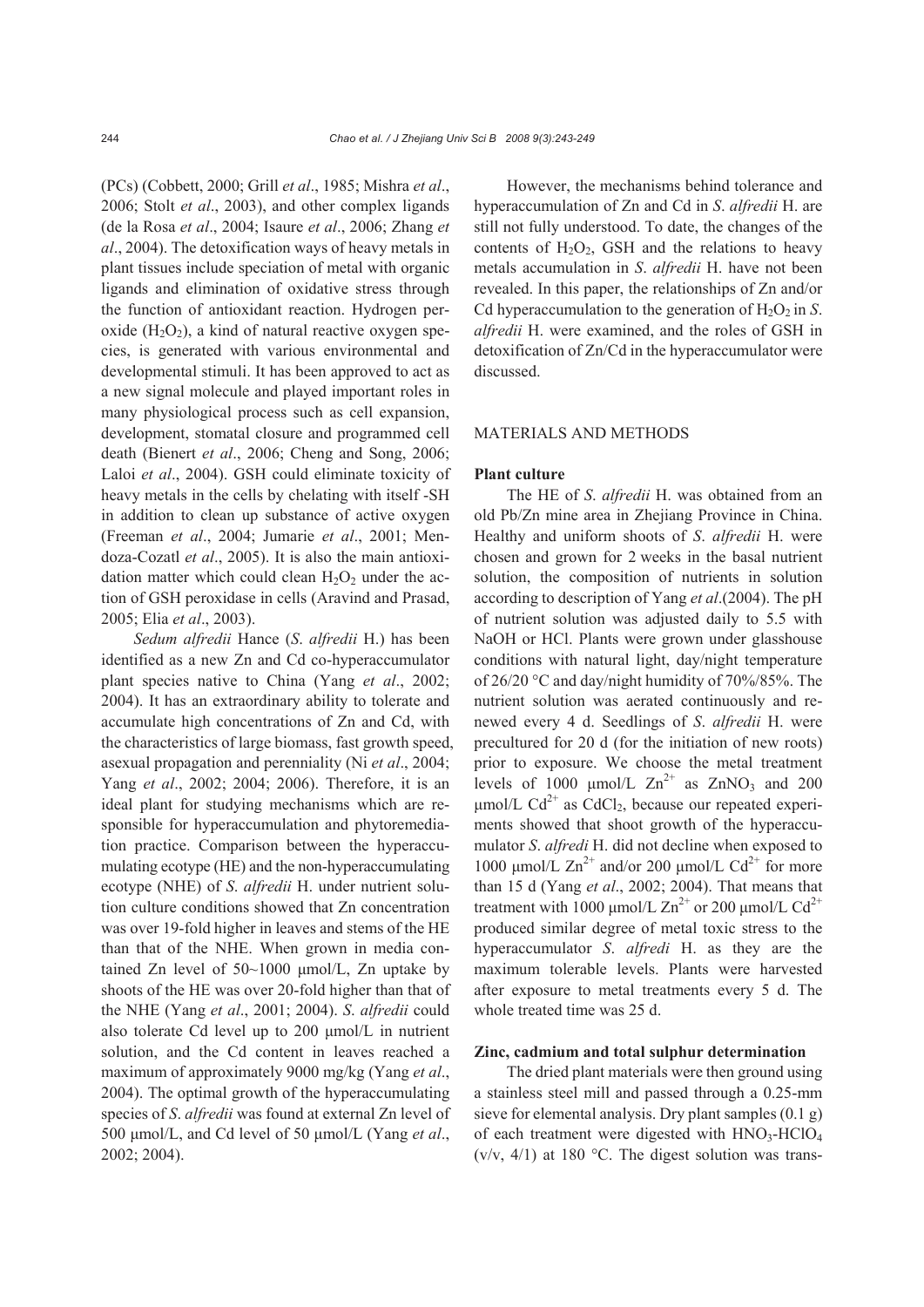(PCs) (Cobbett, 2000; Grill *et al*., 1985; Mishra *et al*., 2006; Stolt *et al*., 2003), and other complex ligands (de la Rosa *et al*., 2004; Isaure *et al*., 2006; Zhang *et al*., 2004). The detoxification ways of heavy metals in plant tissues include speciation of metal with organic ligands and elimination of oxidative stress through the function of antioxidant reaction. Hydrogen peroxide ($H_2O_2$), a kind of natural reactive oxygen species, is generated with various environmental and developmental stimuli. It has been approved to act as a new signal molecule and played important roles in many physiological process such as cell expansion, development, stomatal closure and programmed cell death (Bienert *et al*., 2006; Cheng and Song, 2006; Laloi *et al*., 2004). GSH could eliminate toxicity of heavy metals in the cells by chelating with itself -SH in addition to clean up substance of active oxygen (Freeman *et al*., 2004; Jumarie *et al*., 2001; Mendoza-Cozatl *et al*., 2005). It is also the main antioxidation matter which could clean $H_2O_2$ under the action of GSH peroxidase in cells (Aravind and Prasad, 2005; Elia *et al*., 2003).

*Sedum alfredii* Hance (*S. alfredii* H.) has been identified as a new Zn and Cd co-hyperaccumulator plant species native to China (Yang *et al*., 2002; 2004). It has an extraordinary ability to tolerate and accumulate high concentrations of Zn and Cd, with the characteristics of large biomass, fast growth speed, asexual propagation and perenniality (Ni *et al*., 2004; Yang *et al*., 2002; 2004; 2006). Therefore, it is an ideal plant for studying mechanisms which are responsible for hyperaccumulation and phytoremediation practice. Comparison between the hyperaccumulating ecotype (HE) and the non-hyperaccumulating ecotype (NHE) of *S. alfredii* H. under nutrient solution culture conditions showed that Zn concentration was over 19-fold higher in leaves and stems of the HE than that of the NHE. When grown in media contained Zn level of 50~1000 μmol/L, Zn uptake by shoots of the HE was over 20-fold higher than that of the NHE (Yang *et al*., 2001; 2004). *S. alfredii* could also tolerate Cd level up to 200 μmol/L in nutrient solution, and the Cd content in leaves reached a maximum of approximately 9000 mg/kg (Yang *et al*., 2004). The optimal growth of the hyperaccumulating species of *S. alfredii* was found at external Zn level of 500 μmol/L, and Cd level of 50 μmol/L (Yang *et al*., 2002; 2004).

However, the mechanisms behind tolerance and hyperaccumulation of Zn and Cd in *S. alfredii* H. are still not fully understood. To date, the changes of the contents of $H_2O_2$, GSH and the relations to heavy metals accumulation in *S. alfredii* H. have not been revealed. In this paper, the relationships of Zn and/or Cd hyperaccumulation to the generation of $H_2O_2$ in *S. alfredii* H. were examined, and the roles of GSH in detoxification of Zn/Cd in the hyperaccumulator were discussed.

## MATERIALS AND METHODS

### Plant culture

The HE of *S. alfredii* H. was obtained from an old Pb/Zn mine area in Zhejiang Province in China. Healthy and uniform shoots of *S. alfredii* H. were chosen and grown for 2 weeks in the basal nutrient solution, the composition of nutrients in solution according to description of Yang *et al*.(2004). The pH of nutrient solution was adjusted daily to 5.5 with NaOH or HCl. Plants were grown under glasshouse conditions with natural light, day/night temperature of 26/20 °C and day/night humidity of 70%/85%. The nutrient solution was aerated continuously and renewed every 4 d. Seedlings of *S. alfredii* H. were precultured for 20 d (for the initiation of new roots) prior to exposure. We choose the metal treatment levels of 1000 μmol/L $Zn^{2+}$ as $ZnNO_3$ and 200 μmol/L $Cd^{2+}$ as $CdCl_2$, because our repeated experiments showed that shoot growth of the hyperaccumulator *S. alfredi* H. did not decline when exposed to 1000 μmol/L $Zn^{2+}$ and/or 200 μmol/L $Cd^{2+}$ for more than 15 d (Yang *et al*., 2002; 2004). That means that treatment with 1000 μmol/L $Zn^{2+}$ or 200 μmol/L $Cd^{2+}$ produced similar degree of metal toxic stress to the hyperaccumulator *S. alfredi* H. as they are the maximum tolerable levels. Plants were harvested after exposure to metal treatments every 5 d. The whole treated time was 25 d.

### Zinc, cadmium and total sulphur determination

The dried plant materials were then ground using a stainless steel mill and passed through a 0.25-mm sieve for elemental analysis. Dry plant samples (0.1 g) of each treatment were digested with $HNO_3$-$HClO_4$ (v/v, 4/1) at 180 °C. The digest solution was trans-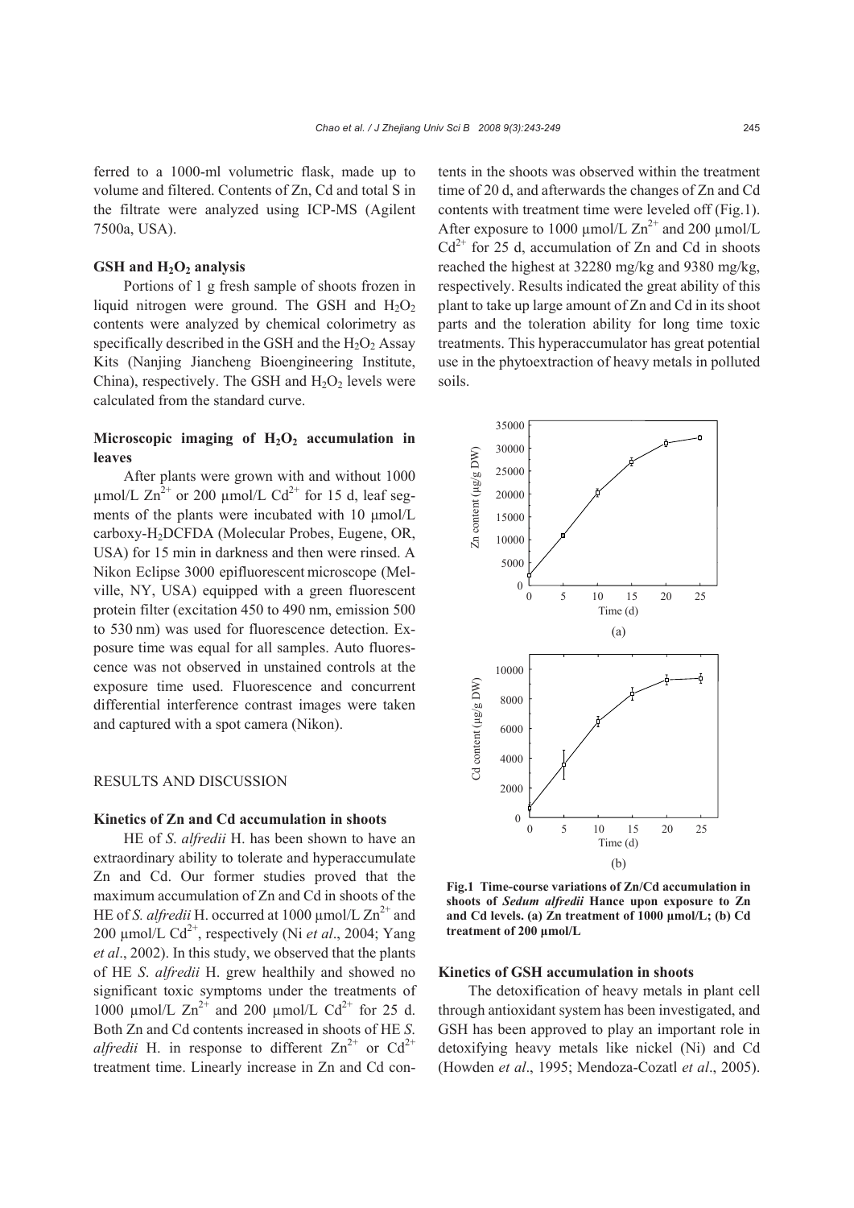ferred to a 1000-ml volumetric flask, made up to volume and filtered. Contents of Zn, Cd and total S in the filtrate were analyzed using ICP-MS (Agilent 7500a, USA).

### GSH and $H_2O_2$ analysis

Portions of 1 g fresh sample of shoots frozen in liquid nitrogen were ground. The GSH and $H_2O_2$ contents were analyzed by chemical colorimetry as specifically described in the GSH and the $H_2O_2$ Assay Kits (Nanjing Jiancheng Bioengineering Institute, China), respectively. The GSH and $H_2O_2$ levels were calculated from the standard curve.

### Microscopic imaging of $H_2O_2$ accumulation in leaves

After plants were grown with and without 1000 μmol/L $Zn^{2+}$ or 200 μmol/L $Cd^{2+}$ for 15 d, leaf segments of the plants were incubated with 10 μmol/L carboxy-$H_2$DCFDA (Molecular Probes, Eugene, OR, USA) for 15 min in darkness and then were rinsed. A Nikon Eclipse 3000 epifluorescent microscope (Melville, NY, USA) equipped with a green fluorescent protein filter (excitation 450 to 490 nm, emission 500 to 530 nm) was used for fluorescence detection. Exposure time was equal for all samples. Auto fluorescence was not observed in unstained controls at the exposure time used. Fluorescence and concurrent differential interference contrast images were taken and captured with a spot camera (Nikon).

## RESULTS AND DISCUSSION

### Kinetics of Zn and Cd accumulation in shoots

HE of *S. alfredii* H. has been shown to have an extraordinary ability to tolerate and hyperaccumulate Zn and Cd. Our former studies proved that the maximum accumulation of Zn and Cd in shoots of the HE of *S. alfredii* H. occurred at 1000 μmol/L $Zn^{2+}$ and 200 μmol/L $Cd^{2+}$, respectively (Ni *et al*., 2004; Yang *et al*., 2002). In this study, we observed that the plants of HE *S. alfredii* H. grew healthily and showed no significant toxic symptoms under the treatments of 1000 μmol/L $Zn^{2+}$ and 200 μmol/L $Cd^{2+}$ for 25 d. Both Zn and Cd contents increased in shoots of HE *S. alfredii* H. in response to different $Zn^{2+}$ or $Cd^{2+}$ treatment time. Linearly increase in Zn and Cd contents in the shoots was observed within the treatment time of 20 d, and afterwards the changes of Zn and Cd contents with treatment time were leveled off (Fig.1). After exposure to 1000 μmol/L $Zn^{2+}$ and 200 μmol/L $Cd^{2+}$ for 25 d, accumulation of Zn and Cd in shoots reached the highest at 32280 mg/kg and 9380 mg/kg, respectively. Results indicated the great ability of this plant to take up large amount of Zn and Cd in its shoot parts and the toleration ability for long time toxic treatments. This hyperaccumulator has great potential use in the phytoextraction of heavy metals in polluted soils.

**Fig.1 Time-course variations of Zn/Cd accumulation in shoots of *Sedum alfredii* Hance upon exposure to Zn and Cd levels. (a) Zn treatment of 1000 μmol/L; (b) Cd treatment of 200 μmol/L**

### Kinetics of GSH accumulation in shoots

The detoxification of heavy metals in plant cell through antioxidant system has been investigated, and GSH has been approved to play an important role in detoxifying heavy metals like nickel (Ni) and Cd (Howden *et al*., 1995; Mendoza-Cozatl *et al*., 2005).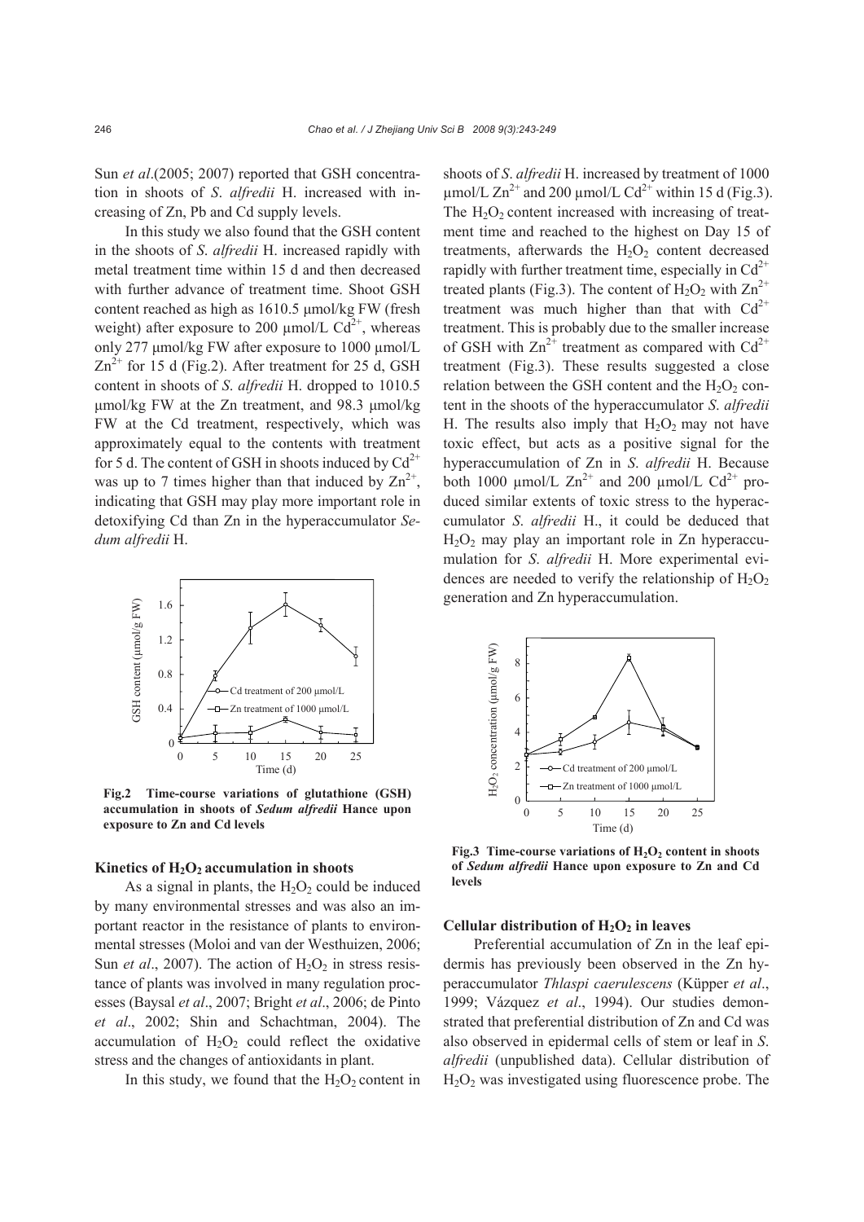Sun *et al*.(2005; 2007) reported that GSH concentration in shoots of *S*. *alfredii* H. increased with increasing of Zn, Pb and Cd supply levels.

In this study we also found that the GSH content in the shoots of *S*. *alfredii* H. increased rapidly with metal treatment time within 15 d and then decreased with further advance of treatment time. Shoot GSH content reached as high as 1610.5 μmol/kg FW (fresh weight) after exposure to 200 μmol/L $Cd^{2+}$, whereas only 277 μmol/kg FW after exposure to 1000 μmol/L $Zn^{2+}$ for 15 d (Fig.2). After treatment for 25 d, GSH content in shoots of *S*. *alfredii* H. dropped to 1010.5 μmol/kg FW at the Zn treatment, and 98.3 μmol/kg FW at the Cd treatment, respectively, which was approximately equal to the contents with treatment for 5 d. The content of GSH in shoots induced by $Cd^{2+}$ was up to 7 times higher than that induced by $Zn^{2+}$, indicating that GSH may play more important role in detoxifying Cd than Zn in the hyperaccumulator *Sedum alfredii* H.

**Fig.2 Time-course variations of glutathione (GSH) accumulation in shoots of *Sedum alfredii* Hance upon exposure to Zn and Cd levels**

### Kinetics of $H_2O_2$ accumulation in shoots

As a signal in plants, the $H_2O_2$ could be induced by many environmental stresses and was also an important reactor in the resistance of plants to environmental stresses (Moloi and van der Westhuizen, 2006; Sun *et al*., 2007). The action of $H_2O_2$ in stress resistance of plants was involved in many regulation processes (Baysal *et al*., 2007; Bright *et al*., 2006; de Pinto *et al*., 2002; Shin and Schachtman, 2004). The accumulation of $H_2O_2$ could reflect the oxidative stress and the changes of antioxidants in plant.

In this study, we found that the $H_2O_2$ content in shoots of *S*. *alfredii* H. increased by treatment of 1000 μmol/L $Zn^{2+}$ and 200 μmol/L $Cd^{2+}$ within 15 d (Fig.3). The $H_2O_2$ content increased with increasing of treatment time and reached to the highest on Day 15 of treatments, afterwards the $H_2O_2$ content decreased rapidly with further treatment time, especially in $Cd^{2+}$ treated plants (Fig.3). The content of $H_2O_2$ with $Zn^{2+}$ treatment was much higher than that with $Cd^{2+}$ treatment. This is probably due to the smaller increase of GSH with $Zn^{2+}$ treatment as compared with $Cd^{2+}$ treatment (Fig.3). These results suggested a close relation between the GSH content and the $H_2O_2$ content in the shoots of the hyperaccumulator *S*. *alfredii* H. The results also imply that $H_2O_2$ may not have toxic effect, but acts as a positive signal for the hyperaccumulation of Zn in *S*. *alfredii* H. Because both 1000 μmol/L $Zn^{2+}$ and 200 μmol/L $Cd^{2+}$ produced similar extents of toxic stress to the hyperaccumulator *S*. *alfredii* H., it could be deduced that $H_2O_2$ may play an important role in Zn hyperaccumulation for *S*. *alfredii* H. More experimental evidences are needed to verify the relationship of $H_2O_2$ generation and Zn hyperaccumulation.

**Fig.3 Time-course variations of $H_2O_2$ content in shoots of *Sedum alfredii* Hance upon exposure to Zn and Cd levels**

### Cellular distribution of $H_2O_2$ in leaves

Preferential accumulation of Zn in the leaf epidermis has previously been observed in the Zn hyperaccumulator *Thlaspi caerulescens* (Küpper *et al*., 1999; Vázquez *et al*., 1994). Our studies demonstrated that preferential distribution of Zn and Cd was also observed in epidermal cells of stem or leaf in *S*. *alfredii* (unpublished data). Cellular distribution of $H_2O_2$ was investigated using fluorescence probe. The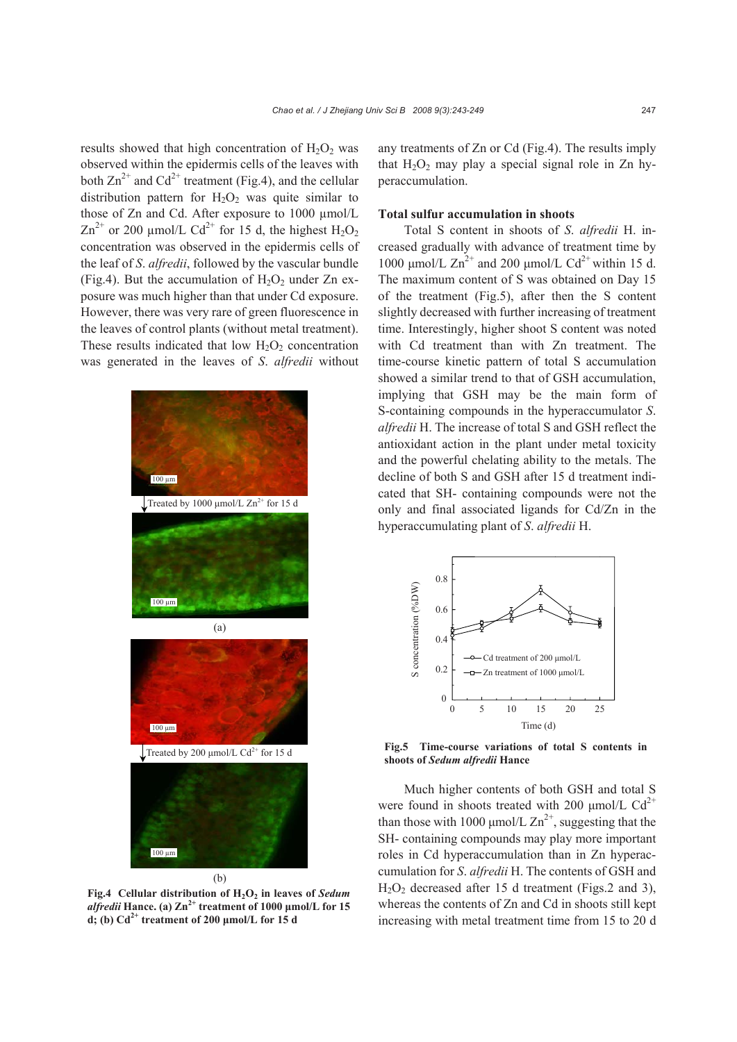results showed that high concentration of $H_2O_2$ was observed within the epidermis cells of the leaves with both $Zn^{2+}$ and $Cd^{2+}$ treatment (Fig.4), and the cellular distribution pattern for $H_2O_2$ was quite similar to those of Zn and Cd. After exposure to 1000 μmol/L $Zn^{2+}$ or 200 μmol/L $Cd^{2+}$ for 15 d, the highest $H_2O_2$ concentration was observed in the epidermis cells of the leaf of *S. alfredii*, followed by the vascular bundle (Fig.4). But the accumulation of $H_2O_2$ under Zn exposure was much higher than that under Cd exposure. However, there was very rare of green fluorescence in the leaves of control plants (without metal treatment). These results indicated that low $H_2O_2$ concentration was generated in the leaves of *S. alfredii* without any treatments of Zn or Cd (Fig.4). The results imply that $H_2O_2$ may play a special signal role in Zn hyperaccumulation.

Fig.4 Cellular distribution of $H_2O_2$ in leaves of *Sedum alfredii* Hance. (a) $Zn^{2+}$ treatment of 1000 μmol/L for 15 d; (b) $Cd^{2+}$ treatment of 200 μmol/L for 15 d

### Total sulfur accumulation in shoots

Total S content in shoots of *S. alfredii* H. increased gradually with advance of treatment time by 1000 μmol/L $Zn^{2+}$ and 200 μmol/L $Cd^{2+}$ within 15 d. The maximum content of S was obtained on Day 15 of the treatment (Fig.5), after then the S content slightly decreased with further increasing of treatment time. Interestingly, higher shoot S content was noted with Cd treatment than with Zn treatment. The time-course kinetic pattern of total S accumulation showed a similar trend to that of GSH accumulation, implying that GSH may be the main form of S-containing compounds in the hyperaccumulator *S. alfredii* H. The increase of total S and GSH reflect the antioxidant action in the plant under metal toxicity and the powerful chelating ability to the metals. The decline of both S and GSH after 15 d treatment indicated that SH- containing compounds were not the only and final associated ligands for Cd/Zn in the hyperaccumulating plant of *S. alfredii* H.

Fig.5 Time-course variations of total S contents in shoots of *Sedum alfredii* Hance

Much higher contents of both GSH and total S were found in shoots treated with 200 μmol/L $Cd^{2+}$ than those with 1000 μmol/L $Zn^{2+}$, suggesting that the SH- containing compounds may play more important roles in Cd hyperaccumulation than in Zn hyperaccumulation for *S. alfredii* H. The contents of GSH and $H_2O_2$ decreased after 15 d treatment (Figs.2 and 3), whereas the contents of Zn and Cd in shoots still kept increasing with metal treatment time from 15 to 20 d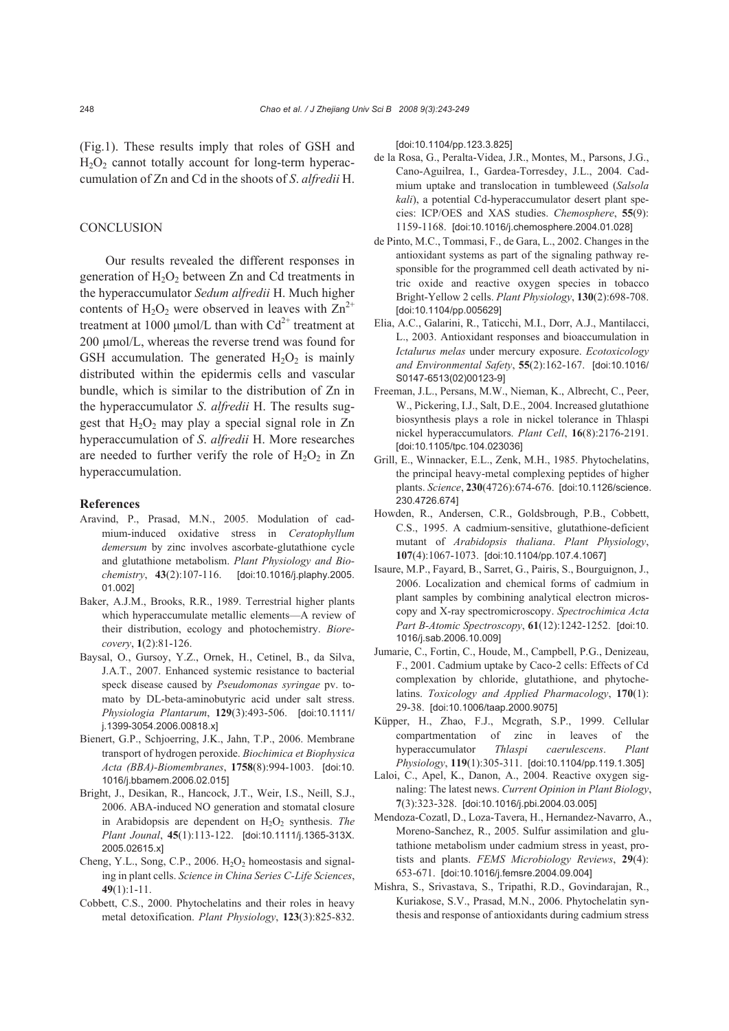(Fig.1). These results imply that roles of GSH and $H_2O_2$ cannot totally account for long-term hyperaccumulation of Zn and Cd in the shoots of *S. alfredii* H.

## CONCLUSION

Our results revealed the different responses in generation of $H_2O_2$ between Zn and Cd treatments in the hyperaccumulator *Sedum alfredii* H. Much higher contents of $H_2O_2$ were observed in leaves with $Zn^{2+}$ treatment at 1000 μmol/L than with $Cd^{2+}$ treatment at 200 μmol/L, whereas the reverse trend was found for GSH accumulation. The generated $H_2O_2$ is mainly distributed within the epidermis cells and vascular bundle, which is similar to the distribution of Zn in the hyperaccumulator *S. alfredii* H. The results suggest that $H_2O_2$ may play a special signal role in Zn hyperaccumulation of *S. alfredii* H. More researches are needed to further verify the role of $H_2O_2$ in Zn hyperaccumulation.

## References

Aravind, P., Prasad, M.N., 2005. Modulation of cadmium-induced oxidative stress in *Ceratophyllum demersum* by zinc involves ascorbate-glutathione cycle and glutathione metabolism. *Plant Physiology and Biochemistry*, **43**(2):107-116. [doi:10.1016/j.plaphy.2005.01.002]

Baker, A.J.M., Brooks, R.R., 1989. Terrestrial higher plants which hyperaccumulate metallic elements—A review of their distribution, ecology and photochemistry. *Biorecovery*, **1**(2):81-126.

Baysal, O., Gursoy, Y.Z., Ornek, H., Cetinel, B., da Silva, J.A.T., 2007. Enhanced systemic resistance to bacterial speck disease caused by *Pseudomonas syringae* pv. tomato by DL-beta-aminobutyric acid under salt stress. *Physiologia Plantarum*, **129**(3):493-506. [doi:10.1111/j.1399-3054.2006.00818.x]

Bienert, G.P., Schjoerring, J.K., Jahn, T.P., 2006. Membrane transport of hydrogen peroxide. *Biochimica et Biophysica Acta (BBA)-Biomembranes*, **1758**(8):994-1003. [doi:10.1016/j.bbamem.2006.02.015]

Bright, J., Desikan, R., Hancock, J.T., Weir, I.S., Neill, S.J., 2006. ABA-induced NO generation and stomatal closure in Arabidopsis are dependent on $H_2O_2$ synthesis. *The Plant Jounal*, **45**(1):113-122. [doi:10.1111/j.1365-313X.2005.02615.x]

Cheng, Y.L., Song, C.P., 2006. $H_2O_2$ homeostasis and signaling in plant cells. *Science in China Series C-Life Sciences*, **49**(1):1-11.

Cobbett, C.S., 2000. Phytochelatins and their roles in heavy metal detoxification. *Plant Physiology*, **123**(3):825-832. [doi:10.1104/pp.123.3.825]

de la Rosa, G., Peralta-Videa, J.R., Montes, M., Parsons, J.G., Cano-Aguilrea, I., Gardea-Torresdey, J.L., 2004. Cadmium uptake and translocation in tumbleweed (*Salsola kali*), a potential Cd-hyperaccumulator desert plant species: ICP/OES and XAS studies. *Chemosphere*, **55**(9):1159-1168. [doi:10.1016/j.chemosphere.2004.01.028]

de Pinto, M.C., Tommasi, F., de Gara, L., 2002. Changes in the antioxidant systems as part of the signaling pathway responsible for the programmed cell death activated by nitric oxide and reactive oxygen species in tobacco Bright-Yellow 2 cells. *Plant Physiology*, **130**(2):698-708. [doi:10.1104/pp.005629]

Elia, A.C., Galarini, R., Taticchi, M.I., Dorr, A.J., Mantilacci, L., 2003. Antioxidant responses and bioaccumulation in *Ictalurus melas* under mercury exposure. *Ecotoxicology and Environmental Safety*, **55**(2):162-167. [doi:10.1016/S0147-6513(02)00123-9]

Freeman, J.L., Persans, M.W., Nieman, K., Albrecht, C., Peer, W., Pickering, I.J., Salt, D.E., 2004. Increased glutathione biosynthesis plays a role in nickel tolerance in Thlaspi nickel hyperaccumulators. *Plant Cell*, **16**(8):2176-2191. [doi:10.1105/tpc.104.023036]

Grill, E., Winnacker, E.L., Zenk, M.H., 1985. Phytochelatins, the principal heavy-metal complexing peptides of higher plants. *Science*, **230**(4726):674-676. [doi:10.1126/science.230.4726.674]

Howden, R., Andersen, C.R., Goldsbrough, P.B., Cobbett, C.S., 1995. A cadmium-sensitive, glutathione-deficient mutant of *Arabidopsis thaliana*. *Plant Physiology*, **107**(4):1067-1073. [doi:10.1104/pp.107.4.1067]

Isaure, M.P., Fayard, B., Sarret, G., Pairis, S., Bourguignon, J., 2006. Localization and chemical forms of cadmium in plant samples by combining analytical electron microscopy and X-ray spectromicroscopy. *Spectrochimica Acta Part B-Atomic Spectroscopy*, **61**(12):1242-1252. [doi:10.1016/j.sab.2006.10.009]

Jumarie, C., Fortin, C., Houde, M., Campbell, P.G., Denizeau, F., 2001. Cadmium uptake by Caco-2 cells: Effects of Cd complexation by chloride, glutathione, and phytochelatins. *Toxicology and Applied Pharmacology*, **170**(1):29-38. [doi:10.1006/taap.2000.9075]

Küpper, H., Zhao, F.J., Mcgrath, S.P., 1999. Cellular compartmentation of zinc in leaves of the hyperaccumulator *Thlaspi caerulescens*. *Plant Physiology*, **119**(1):305-311. [doi:10.1104/pp.119.1.305]

Laloi, C., Apel, K., Danon, A., 2004. Reactive oxygen signaling: The latest news. *Current Opinion in Plant Biology*, **7**(3):323-328. [doi:10.1016/j.pbi.2004.03.005]

Mendoza-Cozatl, D., Loza-Tavera, H., Hernandez-Navarro, A., Moreno-Sanchez, R., 2005. Sulfur assimilation and glutathione metabolism under cadmium stress in yeast, protists and plants. *FEMS Microbiology Reviews*, **29**(4):653-671. [doi:10.1016/j.femsre.2004.09.004]

Mishra, S., Srivastava, S., Tripathi, R.D., Govindarajan, R., Kuriakose, S.V., Prasad, M.N., 2006. Phytochelatin synthesis and response of antioxidants during cadmium stress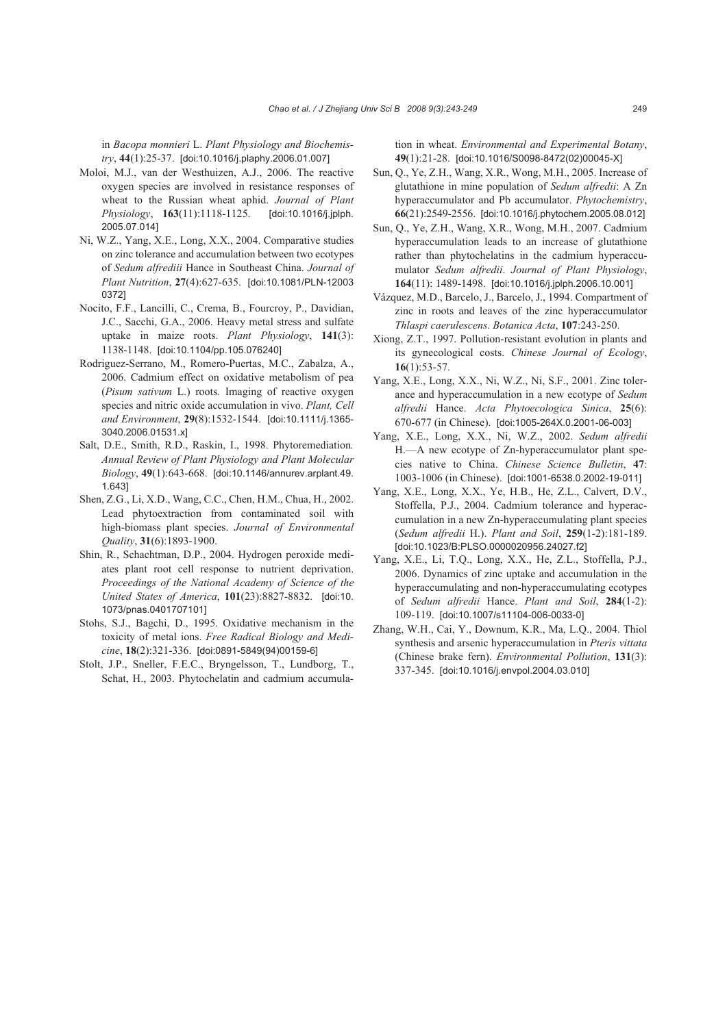in *Bacopa monnieri* L. *Plant Physiology and Biochemistry*, **44**(1):25-37. [doi:10.1016/j.plaphy.2006.01.007]

Moloi, M.J., van der Westhuizen, A.J., 2006. The reactive oxygen species are involved in resistance responses of wheat to the Russian wheat aphid. *Journal of Plant Physiology*, **163**(11):1118-1125. [doi:10.1016/j.jplph.2005.07.014]

Ni, W.Z., Yang, X.E., Long, X.X., 2004. Comparative studies on zinc tolerance and accumulation between two ecotypes of *Sedum alfrediii* Hance in Southeast China. *Journal of Plant Nutrition*, **27**(4):627-635. [doi:10.1081/PLN-120030372]

Nocito, F.F., Lancilli, C., Crema, B., Fourcroy, P., Davidian, J.C., Sacchi, G.A., 2006. Heavy metal stress and sulfate uptake in maize roots. *Plant Physiology*, **141**(3): 1138-1148. [doi:10.1104/pp.105.076240]

Rodriguez-Serrano, M., Romero-Puertas, M.C., Zabalza, A., 2006. Cadmium effect on oxidative metabolism of pea (*Pisum sativum* L.) roots. Imaging of reactive oxygen species and nitric oxide accumulation in vivo. *Plant, Cell and Environment*, **29**(8):1532-1544. [doi:10.1111/j.1365-3040.2006.01531.x]

Salt, D.E., Smith, R.D., Raskin, I., 1998. Phytoremediation. *Annual Review of Plant Physiology and Plant Molecular Biology*, **49**(1):643-668. [doi:10.1146/annurev.arplant.49.1.643]

Shen, Z.G., Li, X.D., Wang, C.C., Chen, H.M., Chua, H., 2002. Lead phytoextraction from contaminated soil with high-biomass plant species. *Journal of Environmental Quality*, **31**(6):1893-1900.

Shin, R., Schachtman, D.P., 2004. Hydrogen peroxide mediates plant root cell response to nutrient deprivation. *Proceedings of the National Academy of Science of the United States of America*, **101**(23):8827-8832. [doi:10.1073/pnas.0401707101]

Stohs, S.J., Bagchi, D., 1995. Oxidative mechanism in the toxicity of metal ions. *Free Radical Biology and Medicine*, **18**(2):321-336. [doi:0891-5849(94)00159-6]

Stolt, J.P., Sneller, F.E.C., Bryngelsson, T., Lundborg, T., Schat, H., 2003. Phytochelatin and cadmium accumulation in wheat. *Environmental and Experimental Botany*, **49**(1):21-28. [doi:10.1016/S0098-8472(02)00045-X]

Sun, Q., Ye, Z.H., Wang, X.R., Wong, M.H., 2005. Increase of glutathione in mine population of *Sedum alfredii*: A Zn hyperaccumulator and Pb accumulator. *Phytochemistry*, **66**(21):2549-2556. [doi:10.1016/j.phytochem.2005.08.012]

Sun, Q., Ye, Z.H., Wang, X.R., Wong, M.H., 2007. Cadmium hyperaccumulation leads to an increase of glutathione rather than phytochelatins in the cadmium hyperaccumulator *Sedum alfredii*. *Journal of Plant Physiology*, **164**(11): 1489-1498. [doi:10.1016/j.jplph.2006.10.001]

Vázquez, M.D., Barcelo, J., Barcelo, J., 1994. Compartment of zinc in roots and leaves of the zinc hyperaccumulator *Thlaspi caerulescens*. *Botanica Acta*, **107**:243-250.

Xiong, Z.T., 1997. Pollution-resistant evolution in plants and its gynecological costs. *Chinese Journal of Ecology*, **16**(1):53-57.

Yang, X.E., Long, X.X., Ni, W.Z., Ni, S.F., 2001. Zinc tolerance and hyperaccumulation in a new ecotype of *Sedum alfredii* Hance. *Acta Phytoecologica Sinica*, **25**(6): 670-677 (in Chinese). [doi:1005-264X.0.2001-06-003]

Yang, X.E., Long, X.X., Ni, W.Z., 2002. *Sedum alfredii* H.—A new ecotype of Zn-hyperaccumulator plant species native to China. *Chinese Science Bulletin*, **47**: 1003-1006 (in Chinese). [doi:1001-6538.0.2002-19-011]

Yang, X.E., Long, X.X., Ye, H.B., He, Z.L., Calvert, D.V., Stoffella, P.J., 2004. Cadmium tolerance and hyperaccumulation in a new Zn-hyperaccumulating plant species (*Sedum alfredii* H.). *Plant and Soil*, **259**(1-2):181-189. [doi:10.1023/B:PLSO.0000020956.24027.f2]

Yang, X.E., Li, T.Q., Long, X.X., He, Z.L., Stoffella, P.J., 2006. Dynamics of zinc uptake and accumulation in the hyperaccumulating and non-hyperaccumulating ecotypes of *Sedum alfredii* Hance. *Plant and Soil*, **284**(1-2): 109-119. [doi:10.1007/s11104-006-0033-0]

Zhang, W.H., Cai, Y., Downum, K.R., Ma, L.Q., 2004. Thiol synthesis and arsenic hyperaccumulation in *Pteris vittata* (Chinese brake fern). *Environmental Pollution*, **131**(3): 337-345. [doi:10.1016/j.envpol.2004.03.010]